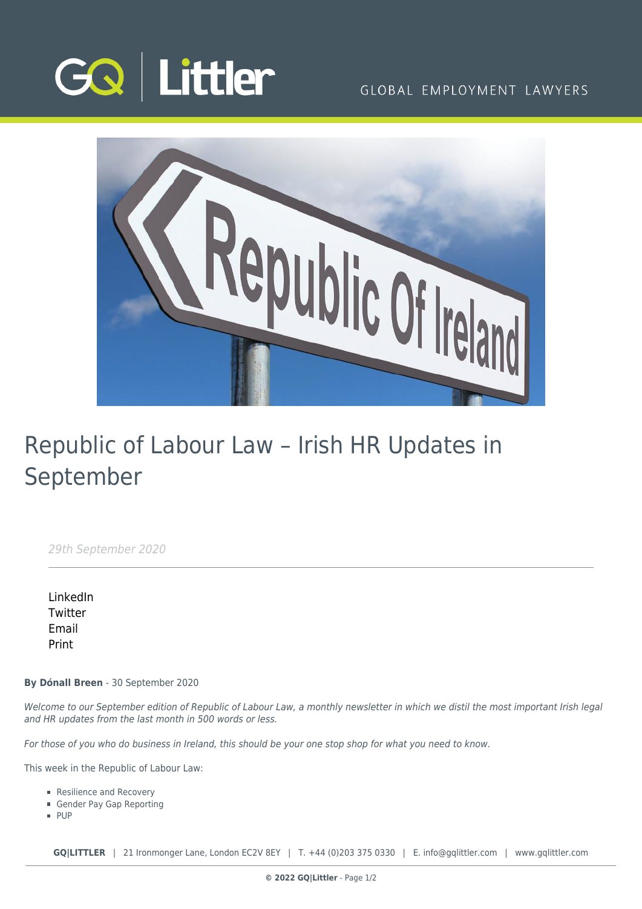# Republic of Labour Law – Irish HR Updates in September

*29th September 2020*

LinkedIn
Twitter
Email
Print

**By Dónall Breen** - 30 September 2020

*Welcome to our September edition of Republic of Labour Law, a monthly newsletter in which we distil the most important Irish legal and HR updates from the last month in 500 words or less.*

*For those of you who do business in Ireland, this should be your one stop shop for what you need to know.*

This week in the Republic of Labour Law:

- Resilience and Recovery
- Gender Pay Gap Reporting
- PUP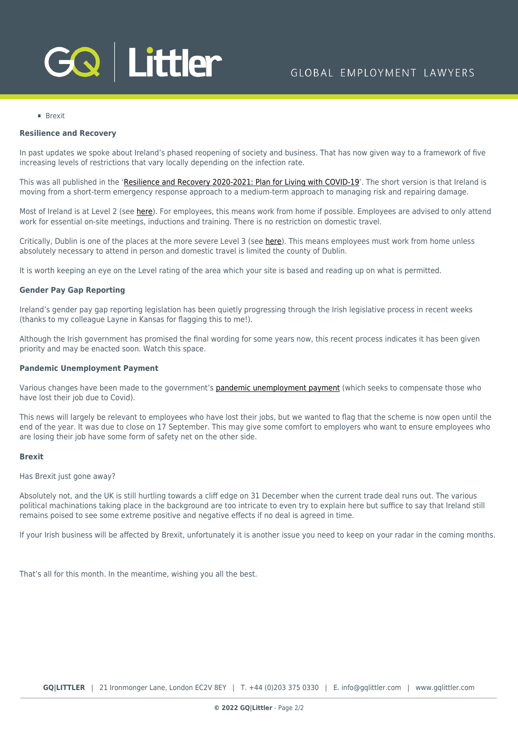- Brexit

**Resilience and Recovery**

In past updates we spoke about Ireland's phased reopening of society and business. That has now given way to a framework of five increasing levels of restrictions that vary locally depending on the infection rate.

This was all published in the '[Resilience and Recovery 2020-2021: Plan for Living with COVID-19]()'. The short version is that Ireland is moving from a short-term emergency response approach to a medium-term approach to managing risk and repairing damage.

Most of Ireland is at Level 2 (see [here]()). For employees, this means work from home if possible. Employees are advised to only attend work for essential on-site meetings, inductions and training. There is no restriction on domestic travel.

Critically, Dublin is one of the places at the more severe Level 3 (see [here]()). This means employees must work from home unless absolutely necessary to attend in person and domestic travel is limited the county of Dublin.

It is worth keeping an eye on the Level rating of the area which your site is based and reading up on what is permitted.

**Gender Pay Gap Reporting**

Ireland's gender pay gap reporting legislation has been quietly progressing through the Irish legislative process in recent weeks (thanks to my colleague Layne in Kansas for flagging this to me!).

Although the Irish government has promised the final wording for some years now, this recent process indicates it has been given priority and may be enacted soon. Watch this space.

**Pandemic Unemployment Payment**

Various changes have been made to the government's [pandemic unemployment payment]() (which seeks to compensate those who have lost their job due to Covid).

This news will largely be relevant to employees who have lost their jobs, but we wanted to flag that the scheme is now open until the end of the year. It was due to close on 17 September. This may give some comfort to employers who want to ensure employees who are losing their job have some form of safety net on the other side.

**Brexit**

Has Brexit just gone away?

Absolutely not, and the UK is still hurtling towards a cliff edge on 31 December when the current trade deal runs out. The various political machinations taking place in the background are too intricate to even try to explain here but suffice to say that Ireland still remains poised to see some extreme positive and negative effects if no deal is agreed in time.

If your Irish business will be affected by Brexit, unfortunately it is another issue you need to keep on your radar in the coming months.

That's all for this month. In the meantime, wishing you all the best.